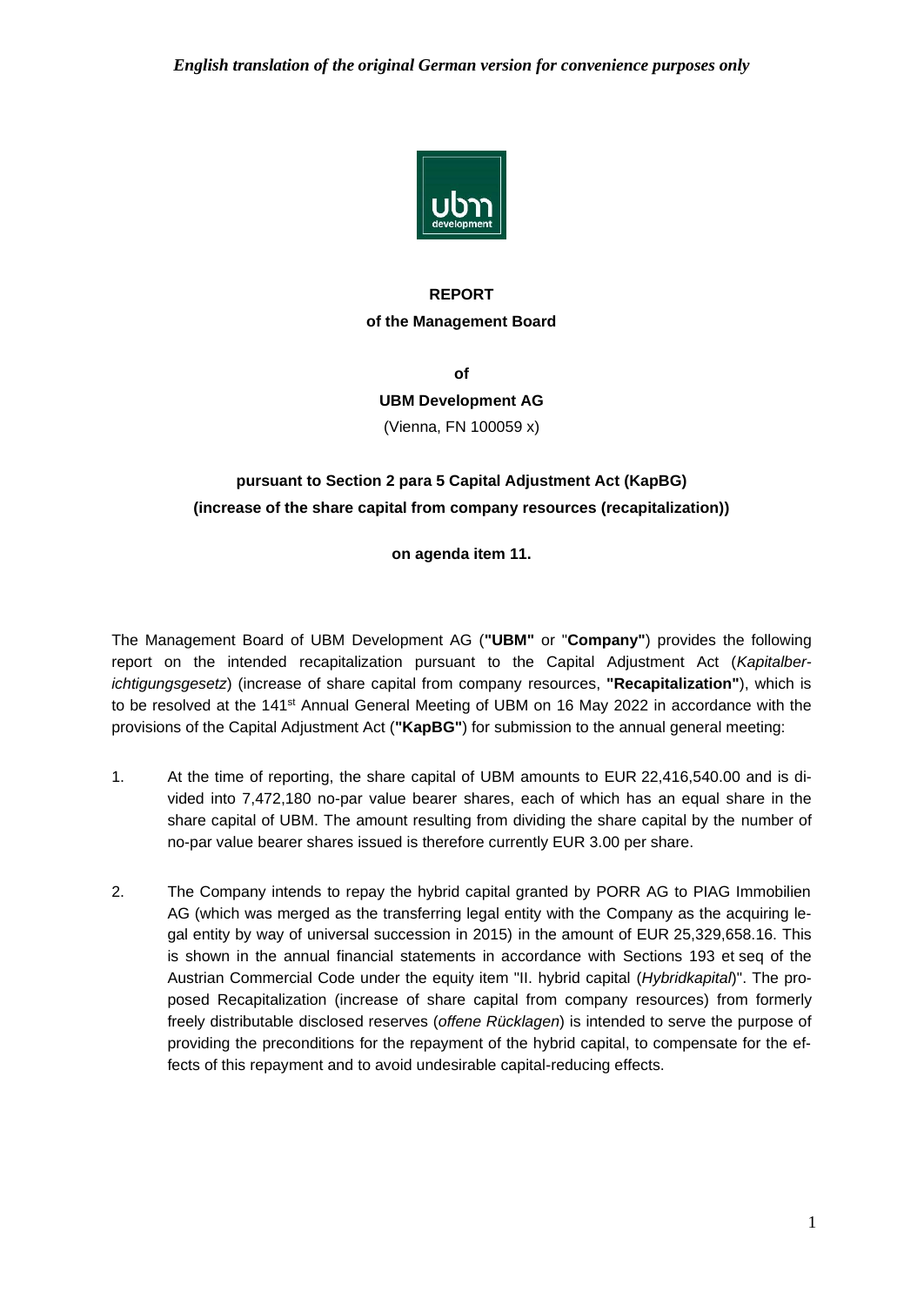*English translation of the original German version for convenience purposes only*

**REPORT**

**of the Management Board**

**of**

**UBM Development AG**

(Vienna, FN 100059 x)

**pursuant to Section 2 para 5 Capital Adjustment Act (KapBG)**
**(increase of the share capital from company resources (recapitalization))**

**on agenda item 11.**

The Management Board of UBM Development AG (**"UBM"** or "**Company"**) provides the following report on the intended recapitalization pursuant to the Capital Adjustment Act (*Kapitalberichtigungsgesetz*) (increase of share capital from company resources, **"Recapitalization"**), which is to be resolved at the 141st Annual General Meeting of UBM on 16 May 2022 in accordance with the provisions of the Capital Adjustment Act (**"KapBG"**) for submission to the annual general meeting:

1. At the time of reporting, the share capital of UBM amounts to EUR 22,416,540.00 and is divided into 7,472,180 no-par value bearer shares, each of which has an equal share in the share capital of UBM. The amount resulting from dividing the share capital by the number of no-par value bearer shares issued is therefore currently EUR 3.00 per share.

2. The Company intends to repay the hybrid capital granted by PORR AG to PIAG Immobilien AG (which was merged as the transferring legal entity with the Company as the acquiring legal entity by way of universal succession in 2015) in the amount of EUR 25,329,658.16. This is shown in the annual financial statements in accordance with Sections 193 et seq of the Austrian Commercial Code under the equity item "II. hybrid capital (*Hybridkapital*)". The proposed Recapitalization (increase of share capital from company resources) from formerly freely distributable disclosed reserves (*offene Rücklagen*) is intended to serve the purpose of providing the preconditions for the repayment of the hybrid capital, to compensate for the effects of this repayment and to avoid undesirable capital-reducing effects.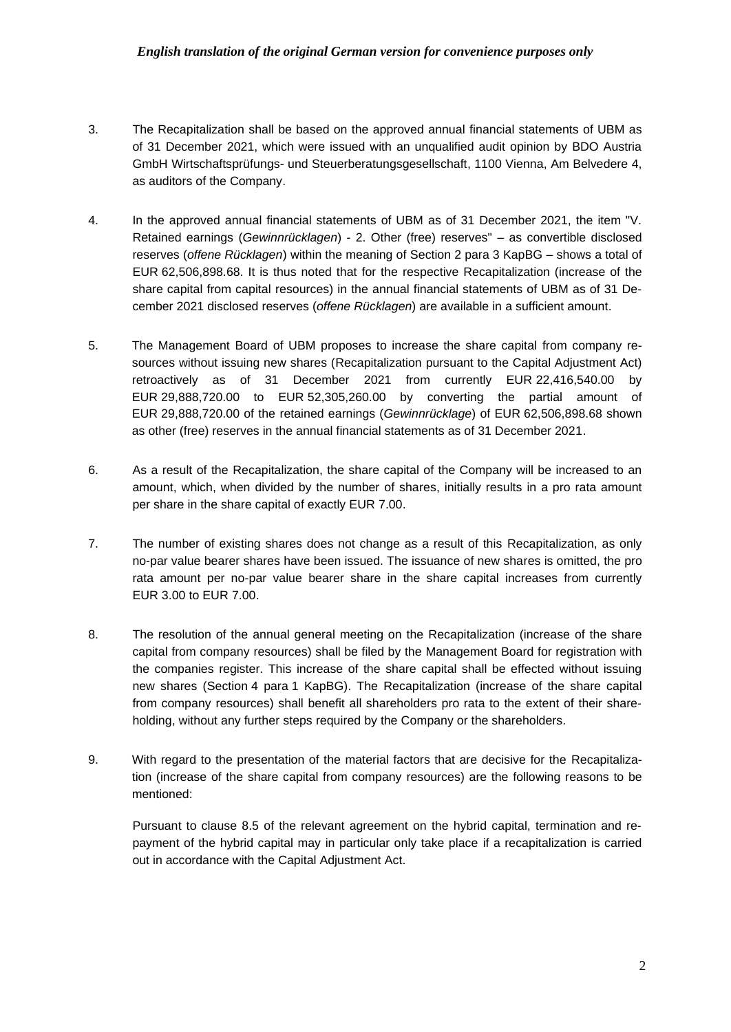*English translation of the original German version for convenience purposes only*

3. The Recapitalization shall be based on the approved annual financial statements of UBM as of 31 December 2021, which were issued with an unqualified audit opinion by BDO Austria GmbH Wirtschaftsprüfungs- und Steuerberatungsgesellschaft, 1100 Vienna, Am Belvedere 4, as auditors of the Company.

4. In the approved annual financial statements of UBM as of 31 December 2021, the item "V. Retained earnings (*Gewinnrücklagen*) - 2. Other (free) reserves" – as convertible disclosed reserves (*offene Rücklagen*) within the meaning of Section 2 para 3 KapBG – shows a total of EUR 62,506,898.68. It is thus noted that for the respective Recapitalization (increase of the share capital from capital resources) in the annual financial statements of UBM as of 31 December 2021 disclosed reserves (*offene Rücklagen*) are available in a sufficient amount.

5. The Management Board of UBM proposes to increase the share capital from company resources without issuing new shares (Recapitalization pursuant to the Capital Adjustment Act) retroactively as of 31 December 2021 from currently EUR 22,416,540.00 by EUR 29,888,720.00 to EUR 52,305,260.00 by converting the partial amount of EUR 29,888,720.00 of the retained earnings (*Gewinnrücklage*) of EUR 62,506,898.68 shown as other (free) reserves in the annual financial statements as of 31 December 2021.

6. As a result of the Recapitalization, the share capital of the Company will be increased to an amount, which, when divided by the number of shares, initially results in a pro rata amount per share in the share capital of exactly EUR 7.00.

7. The number of existing shares does not change as a result of this Recapitalization, as only no-par value bearer shares have been issued. The issuance of new shares is omitted, the pro rata amount per no-par value bearer share in the share capital increases from currently EUR 3.00 to EUR 7.00.

8. The resolution of the annual general meeting on the Recapitalization (increase of the share capital from company resources) shall be filed by the Management Board for registration with the companies register. This increase of the share capital shall be effected without issuing new shares (Section 4 para 1 KapBG). The Recapitalization (increase of the share capital from company resources) shall benefit all shareholders pro rata to the extent of their shareholding, without any further steps required by the Company or the shareholders.

9. With regard to the presentation of the material factors that are decisive for the Recapitalization (increase of the share capital from company resources) are the following reasons to be mentioned:

   Pursuant to clause 8.5 of the relevant agreement on the hybrid capital, termination and repayment of the hybrid capital may in particular only take place if a recapitalization is carried out in accordance with the Capital Adjustment Act.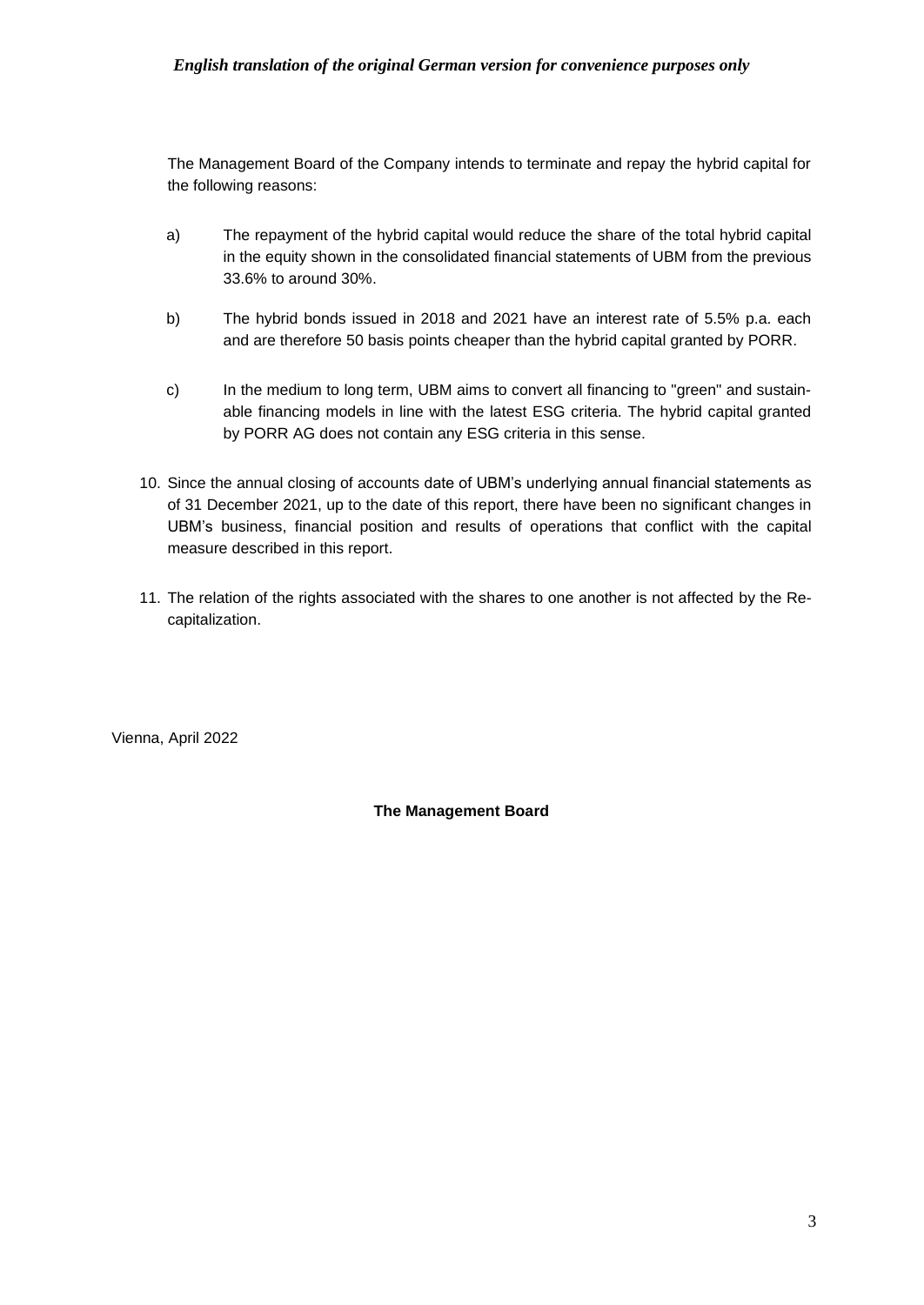*English translation of the original German version for convenience purposes only*

The Management Board of the Company intends to terminate and repay the hybrid capital for the following reasons:

a) The repayment of the hybrid capital would reduce the share of the total hybrid capital in the equity shown in the consolidated financial statements of UBM from the previous 33.6% to around 30%.

b) The hybrid bonds issued in 2018 and 2021 have an interest rate of 5.5% p.a. each and are therefore 50 basis points cheaper than the hybrid capital granted by PORR.

c) In the medium to long term, UBM aims to convert all financing to "green" and sustainable financing models in line with the latest ESG criteria. The hybrid capital granted by PORR AG does not contain any ESG criteria in this sense.

10. Since the annual closing of accounts date of UBM's underlying annual financial statements as of 31 December 2021, up to the date of this report, there have been no significant changes in UBM's business, financial position and results of operations that conflict with the capital measure described in this report.

11. The relation of the rights associated with the shares to one another is not affected by the Recapitalization.

Vienna, April 2022

**The Management Board**